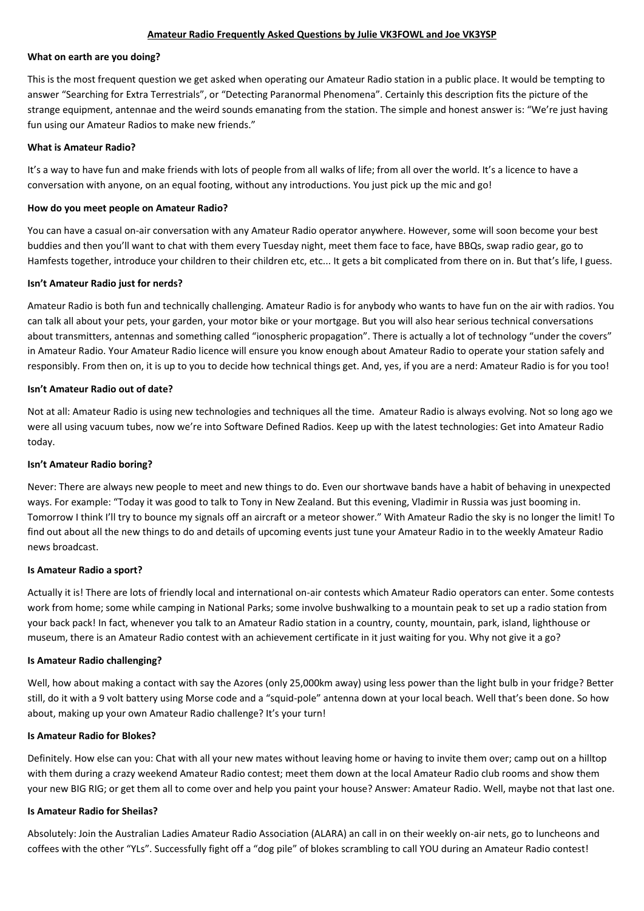# Amateur Radio Frequently Asked Questions by Julie VK3FOWL and Joe VK3YSP

**What on earth are you doing?**

This is the most frequent question we get asked when operating our Amateur Radio station in a public place. It would be tempting to answer "Searching for Extra Terrestrials", or "Detecting Paranormal Phenomena". Certainly this description fits the picture of the strange equipment, antennae and the weird sounds emanating from the station. The simple and honest answer is: "We're just having fun using our Amateur Radios to make new friends."

**What is Amateur Radio?**

It's a way to have fun and make friends with lots of people from all walks of life; from all over the world. It's a licence to have a conversation with anyone, on an equal footing, without any introductions. You just pick up the mic and go!

**How do you meet people on Amateur Radio?**

You can have a casual on-air conversation with any Amateur Radio operator anywhere. However, some will soon become your best buddies and then you'll want to chat with them every Tuesday night, meet them face to face, have BBQs, swap radio gear, go to Hamfests together, introduce your children to their children etc, etc... It gets a bit complicated from there on in. But that's life, I guess.

**Isn't Amateur Radio just for nerds?**

Amateur Radio is both fun and technically challenging. Amateur Radio is for anybody who wants to have fun on the air with radios. You can talk all about your pets, your garden, your motor bike or your mortgage. But you will also hear serious technical conversations about transmitters, antennas and something called "ionospheric propagation". There is actually a lot of technology "under the covers" in Amateur Radio. Your Amateur Radio licence will ensure you know enough about Amateur Radio to operate your station safely and responsibly. From then on, it is up to you to decide how technical things get. And, yes, if you are a nerd: Amateur Radio is for you too!

**Isn't Amateur Radio out of date?**

Not at all: Amateur Radio is using new technologies and techniques all the time. Amateur Radio is always evolving. Not so long ago we were all using vacuum tubes, now we're into Software Defined Radios. Keep up with the latest technologies: Get into Amateur Radio today.

**Isn't Amateur Radio boring?**

Never: There are always new people to meet and new things to do. Even our shortwave bands have a habit of behaving in unexpected ways. For example: "Today it was good to talk to Tony in New Zealand. But this evening, Vladimir in Russia was just booming in. Tomorrow I think I'll try to bounce my signals off an aircraft or a meteor shower." With Amateur Radio the sky is no longer the limit! To find out about all the new things to do and details of upcoming events just tune your Amateur Radio in to the weekly Amateur Radio news broadcast.

**Is Amateur Radio a sport?**

Actually it is! There are lots of friendly local and international on-air contests which Amateur Radio operators can enter. Some contests work from home; some while camping in National Parks; some involve bushwalking to a mountain peak to set up a radio station from your back pack! In fact, whenever you talk to an Amateur Radio station in a country, county, mountain, park, island, lighthouse or museum, there is an Amateur Radio contest with an achievement certificate in it just waiting for you. Why not give it a go?

**Is Amateur Radio challenging?**

Well, how about making a contact with say the Azores (only 25,000km away) using less power than the light bulb in your fridge? Better still, do it with a 9 volt battery using Morse code and a "squid-pole" antenna down at your local beach. Well that's been done. So how about, making up your own Amateur Radio challenge? It's your turn!

**Is Amateur Radio for Blokes?**

Definitely. How else can you: Chat with all your new mates without leaving home or having to invite them over; camp out on a hilltop with them during a crazy weekend Amateur Radio contest; meet them down at the local Amateur Radio club rooms and show them your new BIG RIG; or get them all to come over and help you paint your house? Answer: Amateur Radio. Well, maybe not that last one.

**Is Amateur Radio for Sheilas?**

Absolutely: Join the Australian Ladies Amateur Radio Association (ALARA) an call in on their weekly on-air nets, go to luncheons and coffees with the other "YLs". Successfully fight off a "dog pile" of blokes scrambling to call YOU during an Amateur Radio contest!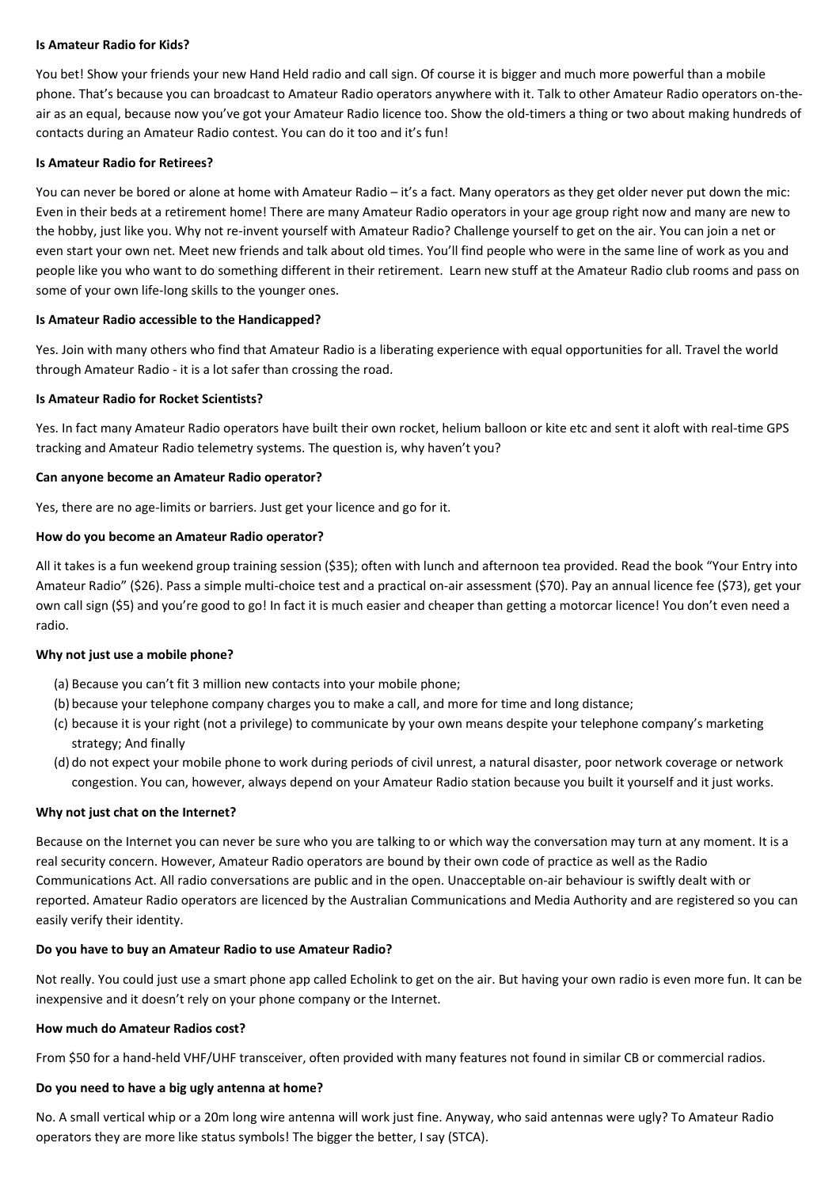**Is Amateur Radio for Kids?**

You bet! Show your friends your new Hand Held radio and call sign. Of course it is bigger and much more powerful than a mobile phone. That's because you can broadcast to Amateur Radio operators anywhere with it. Talk to other Amateur Radio operators on-the-air as an equal, because now you've got your Amateur Radio licence too. Show the old-timers a thing or two about making hundreds of contacts during an Amateur Radio contest. You can do it too and it's fun!

**Is Amateur Radio for Retirees?**

You can never be bored or alone at home with Amateur Radio – it's a fact. Many operators as they get older never put down the mic: Even in their beds at a retirement home! There are many Amateur Radio operators in your age group right now and many are new to the hobby, just like you. Why not re-invent yourself with Amateur Radio? Challenge yourself to get on the air. You can join a net or even start your own net. Meet new friends and talk about old times. You'll find people who were in the same line of work as you and people like you who want to do something different in their retirement. Learn new stuff at the Amateur Radio club rooms and pass on some of your own life-long skills to the younger ones.

**Is Amateur Radio accessible to the Handicapped?**

Yes. Join with many others who find that Amateur Radio is a liberating experience with equal opportunities for all. Travel the world through Amateur Radio - it is a lot safer than crossing the road.

**Is Amateur Radio for Rocket Scientists?**

Yes. In fact many Amateur Radio operators have built their own rocket, helium balloon or kite etc and sent it aloft with real-time GPS tracking and Amateur Radio telemetry systems. The question is, why haven't you?

**Can anyone become an Amateur Radio operator?**

Yes, there are no age-limits or barriers. Just get your licence and go for it.

**How do you become an Amateur Radio operator?**

All it takes is a fun weekend group training session ($35); often with lunch and afternoon tea provided. Read the book "Your Entry into Amateur Radio" ($26). Pass a simple multi-choice test and a practical on-air assessment ($70). Pay an annual licence fee ($73), get your own call sign ($5) and you're good to go! In fact it is much easier and cheaper than getting a motorcar licence! You don't even need a radio.

**Why not just use a mobile phone?**

(a) Because you can't fit 3 million new contacts into your mobile phone;
(b) because your telephone company charges you to make a call, and more for time and long distance;
(c) because it is your right (not a privilege) to communicate by your own means despite your telephone company's marketing strategy; And finally
(d) do not expect your mobile phone to work during periods of civil unrest, a natural disaster, poor network coverage or network congestion. You can, however, always depend on your Amateur Radio station because you built it yourself and it just works.

**Why not just chat on the Internet?**

Because on the Internet you can never be sure who you are talking to or which way the conversation may turn at any moment. It is a real security concern. However, Amateur Radio operators are bound by their own code of practice as well as the Radio Communications Act. All radio conversations are public and in the open. Unacceptable on-air behaviour is swiftly dealt with or reported. Amateur Radio operators are licenced by the Australian Communications and Media Authority and are registered so you can easily verify their identity.

**Do you have to buy an Amateur Radio to use Amateur Radio?**

Not really. You could just use a smart phone app called Echolink to get on the air. But having your own radio is even more fun. It can be inexpensive and it doesn't rely on your phone company or the Internet.

**How much do Amateur Radios cost?**

From $50 for a hand-held VHF/UHF transceiver, often provided with many features not found in similar CB or commercial radios.

**Do you need to have a big ugly antenna at home?**

No. A small vertical whip or a 20m long wire antenna will work just fine. Anyway, who said antennas were ugly? To Amateur Radio operators they are more like status symbols! The bigger the better, I say (STCA).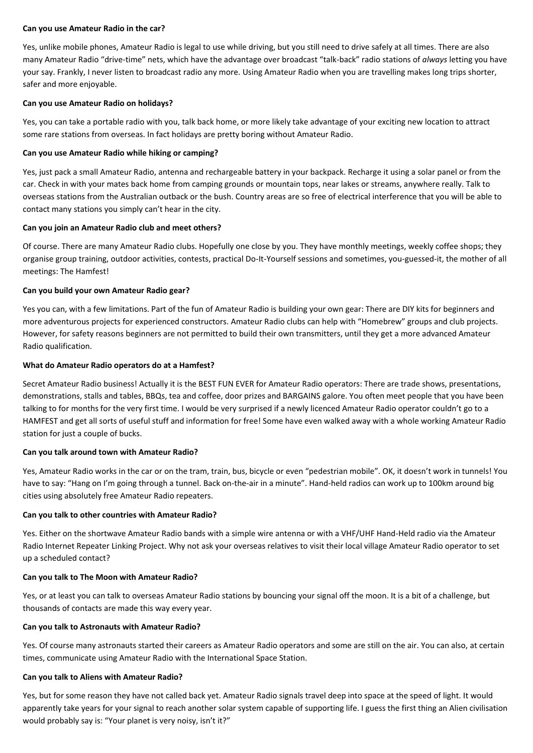**Can you use Amateur Radio in the car?**

Yes, unlike mobile phones, Amateur Radio is legal to use while driving, but you still need to drive safely at all times. There are also many Amateur Radio "drive-time" nets, which have the advantage over broadcast "talk-back" radio stations of *always* letting you have your say. Frankly, I never listen to broadcast radio any more. Using Amateur Radio when you are travelling makes long trips shorter, safer and more enjoyable.

**Can you use Amateur Radio on holidays?**

Yes, you can take a portable radio with you, talk back home, or more likely take advantage of your exciting new location to attract some rare stations from overseas. In fact holidays are pretty boring without Amateur Radio.

**Can you use Amateur Radio while hiking or camping?**

Yes, just pack a small Amateur Radio, antenna and rechargeable battery in your backpack. Recharge it using a solar panel or from the car. Check in with your mates back home from camping grounds or mountain tops, near lakes or streams, anywhere really. Talk to overseas stations from the Australian outback or the bush. Country areas are so free of electrical interference that you will be able to contact many stations you simply can't hear in the city.

**Can you join an Amateur Radio club and meet others?**

Of course. There are many Amateur Radio clubs. Hopefully one close by you. They have monthly meetings, weekly coffee shops; they organise group training, outdoor activities, contests, practical Do-It-Yourself sessions and sometimes, you-guessed-it, the mother of all meetings: The Hamfest!

**Can you build your own Amateur Radio gear?**

Yes you can, with a few limitations. Part of the fun of Amateur Radio is building your own gear: There are DIY kits for beginners and more adventurous projects for experienced constructors. Amateur Radio clubs can help with "Homebrew" groups and club projects. However, for safety reasons beginners are not permitted to build their own transmitters, until they get a more advanced Amateur Radio qualification.

**What do Amateur Radio operators do at a Hamfest?**

Secret Amateur Radio business! Actually it is the BEST FUN EVER for Amateur Radio operators: There are trade shows, presentations, demonstrations, stalls and tables, BBQs, tea and coffee, door prizes and BARGAINS galore. You often meet people that you have been talking to for months for the very first time. I would be very surprised if a newly licenced Amateur Radio operator couldn't go to a HAMFEST and get all sorts of useful stuff and information for free! Some have even walked away with a whole working Amateur Radio station for just a couple of bucks.

**Can you talk around town with Amateur Radio?**

Yes, Amateur Radio works in the car or on the tram, train, bus, bicycle or even "pedestrian mobile". OK, it doesn't work in tunnels! You have to say: "Hang on I'm going through a tunnel. Back on-the-air in a minute". Hand-held radios can work up to 100km around big cities using absolutely free Amateur Radio repeaters.

**Can you talk to other countries with Amateur Radio?**

Yes. Either on the shortwave Amateur Radio bands with a simple wire antenna or with a VHF/UHF Hand-Held radio via the Amateur Radio Internet Repeater Linking Project. Why not ask your overseas relatives to visit their local village Amateur Radio operator to set up a scheduled contact?

**Can you talk to The Moon with Amateur Radio?**

Yes, or at least you can talk to overseas Amateur Radio stations by bouncing your signal off the moon. It is a bit of a challenge, but thousands of contacts are made this way every year.

**Can you talk to Astronauts with Amateur Radio?**

Yes. Of course many astronauts started their careers as Amateur Radio operators and some are still on the air. You can also, at certain times, communicate using Amateur Radio with the International Space Station.

**Can you talk to Aliens with Amateur Radio?**

Yes, but for some reason they have not called back yet. Amateur Radio signals travel deep into space at the speed of light. It would apparently take years for your signal to reach another solar system capable of supporting life. I guess the first thing an Alien civilisation would probably say is: "Your planet is very noisy, isn't it?"